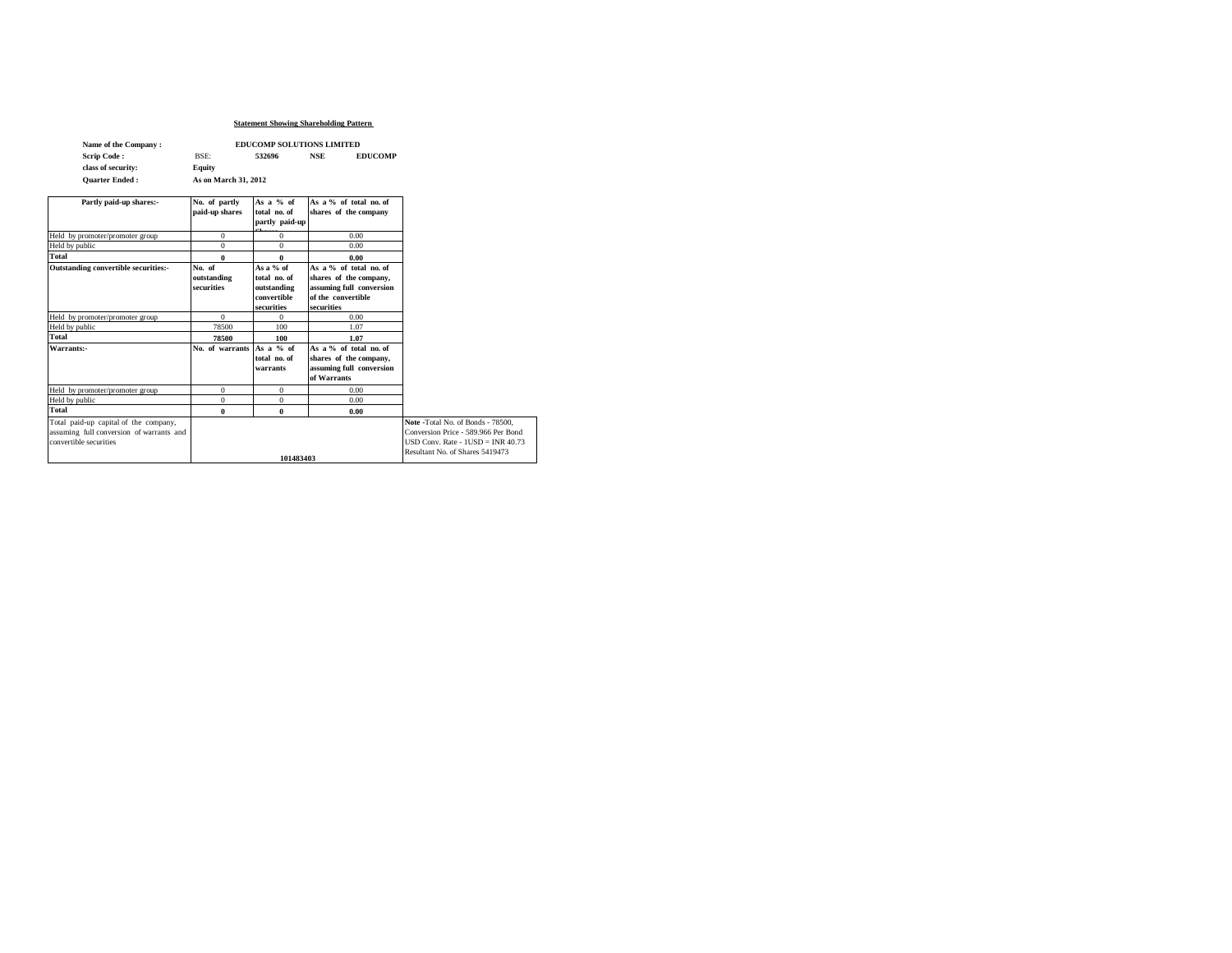## Statement Showing Shareholding Pattern

**Name of the Company :** **EDUCOMP SOLUTIONS LIMITED**

**Scrip Code :** BSE: **532696** **NSE** **EDUCOMP**

**class of security:** **Equity**

**Quarter Ended :** **As on March 31, 2012**

| Partly paid-up shares:- | No. of partly paid-up shares | As a % of total no. of partly paid-up Shares | As a % of total no. of shares of the company | |
|---|---|---|---|---|
| Held by promoter/promoter group | 0 | 0 | 0.00 | |
| Held by public | 0 | 0 | 0.00 | |
| **Total** | **0** | **0** | **0.00** | |
| **Outstanding convertible securities:-** | **No. of outstanding securities** | **As a % of total no. of outstanding convertible securities** | **As a % of total no. of shares of the company, assuming full conversion of the convertible securities** | |
| Held by promoter/promoter group | 0 | 0 | 0.00 | |
| Held by public | 78500 | 100 | 1.07 | |
| **Total** | **78500** | **100** | **1.07** | |
| **Warrants:-** | **No. of warrants** | **As a % of total no. of warrants** | **As a % of total no. of shares of the company, assuming full conversion of Warrants** | |
| Held by promoter/promoter group | 0 | 0 | 0.00 | |
| Held by public | 0 | 0 | 0.00 | |
| **Total** | **0** | **0** | **0.00** | |
| Total paid-up capital of the company, assuming full conversion of warrants and convertible securities | **101483403** | | | **Note** -Total No. of Bonds - 78500, Conversion Price - 589.966 Per Bond USD Conv. Rate - 1USD = INR 40.73 Resultant No. of Shares 5419473 |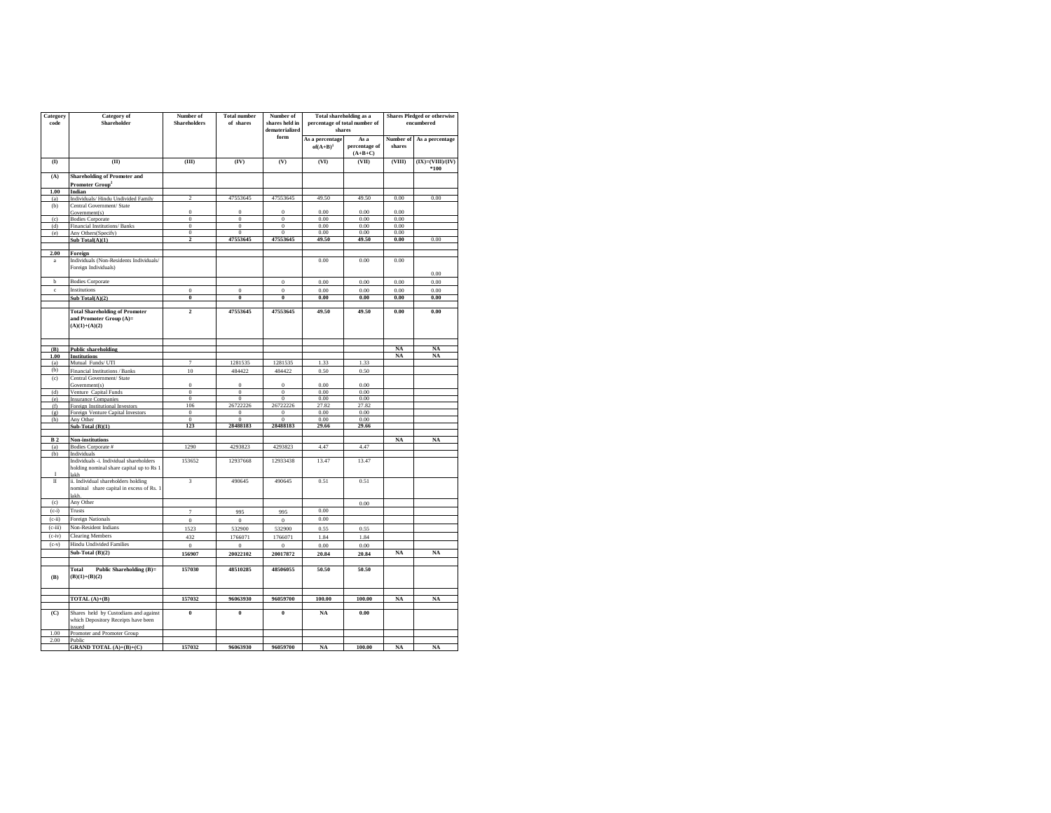| Category code | Category of Shareholder | Number of Shareholders | Total number of shares | Number of shares held in dematerialized form | Total shareholding as a percentage of total number of shares | | Shares Pledged or otherwise encumbered | |
|---|---|---|---|---|---|---|---|---|
| | | | | | As a percentage of(A+B)[1] | As a percentage of (A+B+C) | Number of shares | As a percentage |
| (I) | (II) | (III) | (IV) | (V) | (VI) | (VII) | (VIII) | (IX)=(VIII)/(IV)*100 |
| (A) | **Shareholding of Promoter and Promoter Group[2]** | | | | | | | |
| 1.00 | **Indian** | | | | | | | |
| (a) | Individuals/ Hindu Undivided Family | 2 | 47553645 | 47553645 | 49.50 | 49.50 | 0.00 | 0.00 |
| (b) | Central Government/ State Government(s) | 0 | 0 | 0 | 0.00 | 0.00 | 0.00 | |
| (c) | Bodies Corporate | 0 | 0 | 0 | 0.00 | 0.00 | 0.00 | |
| (d) | Financial Institutions/ Banks | 0 | 0 | 0 | 0.00 | 0.00 | 0.00 | |
| (e) | Any Others(Specify) | 0 | 0 | 0 | 0.00 | 0.00 | 0.00 | |
| | **Sub Total(A)(1)** | **2** | **47553645** | **47553645** | **49.50** | **49.50** | **0.00** | 0.00 |
| | | | | | | | | |
| 2.00 | **Foreign** | | | | | | | |
| a | Individuals (Non-Residents Individuals/ Foreign Individuals) | | | | 0.00 | 0.00 | 0.00 | 0.00 |
| b | Bodies Corporate | | | 0 | 0.00 | 0.00 | 0.00 | 0.00 |
| c | Institutions | 0 | 0 | 0 | 0.00 | 0.00 | 0.00 | 0.00 |
| | **Sub Total(A)(2)** | **0** | **0** | **0** | **0.00** | **0.00** | **0.00** | **0.00** |
| | | | | | | | | |
| | **Total Shareholding of Promoter and Promoter Group (A)= (A)(1)+(A)(2)** | **2** | **47553645** | **47553645** | **49.50** | **49.50** | **0.00** | **0.00** |
| | | | | | | | | |
| (B) | **Public shareholding** | | | | | | **NA** | **NA** |
| 1.00 | **Institutions** | | | | | | **NA** | **NA** |
| (a) | Mutual Funds/ UTI | 7 | 1281535 | 1281535 | 1.33 | 1.33 | | |
| (b) | Financial Institutions / Banks | 10 | 484422 | 484422 | 0.50 | 0.50 | | |
| (c) | Central Government/ State Government(s) | 0 | 0 | 0 | 0.00 | 0.00 | | |
| (d) | Venture Capital Funds | 0 | 0 | 0 | 0.00 | 0.00 | | |
| (e) | Insurance Companies | 0 | 0 | 0 | 0.00 | 0.00 | | |
| (f) | Foreign Institutional Investors | 106 | 26722226 | 26722226 | 27.82 | 27.82 | | |
| (g) | Foreign Venture Capital Investors | 0 | 0 | 0 | 0.00 | 0.00 | | |
| (h) | Any Other | 0 | 0 | 0 | 0.00 | 0.00 | | |
| | **Sub-Total (B)(1)** | **123** | **28488183** | **28488183** | **29.66** | **29.66** | | |
| | | | | | | | | |
| **B 2** | **Non-institutions** | | | | | | **NA** | **NA** |
| (a) | Bodies Corporate # | 1290 | 4293823 | 4293823 | 4.47 | 4.47 | | |
| (b) | Individuals | | | | | | | |
| I | Individuals -i. Individual shareholders holding nominal share capital up to Rs 1 lakh | 153652 | 12937668 | 12933438 | 13.47 | 13.47 | | |
| II | ii. Individual shareholders holding nominal share capital in excess of Rs. 1 lakh. | 3 | 490645 | 490645 | 0.51 | 0.51 | | |
| (c) | Any Other | | | | | 0.00 | | |
| (c-i) | Trusts | 7 | 995 | 995 | 0.00 | | | |
| (c-ii) | Foreign Nationals | 0 | 0 | 0 | 0.00 | | | |
| (c-iii) | Non-Resident Indians | 1523 | 532900 | 532900 | 0.55 | 0.55 | | |
| (c-iv) | Clearing Members | 432 | 1766071 | 1766071 | 1.84 | 1.84 | | |
| (c-v) | Hindu Undivided Families | 0 | 0 | 0 | 0.00 | 0.00 | | |
| | **Sub-Total (B)(2)** | **156907** | **20022102** | **20017872** | **20.84** | **20.84** | **NA** | **NA** |
| | | | | | | | | |
| **(B)** | **Total Public Shareholding (B)= (B)(1)+(B)(2)** | **157030** | **48510285** | **48506055** | **50.50** | **50.50** | | |
| | | | | | | | | |
| | **TOTAL (A)+(B)** | **157032** | **96063930** | **96059700** | **100.00** | **100.00** | **NA** | **NA** |
| | | | | | | | | |
| **(C)** | Shares held by Custodians and against which Depository Receipts have been issued | **0** | **0** | **0** | **NA** | **0.00** | | |
| 1.00 | Promoter and Promoter Group | | | | | | | |
| 2.00 | Public | | | | | | | |
| | **GRAND TOTAL (A)+(B)+(C)** | **157032** | **96063930** | **96059700** | **NA** | **100.00** | **NA** | **NA** |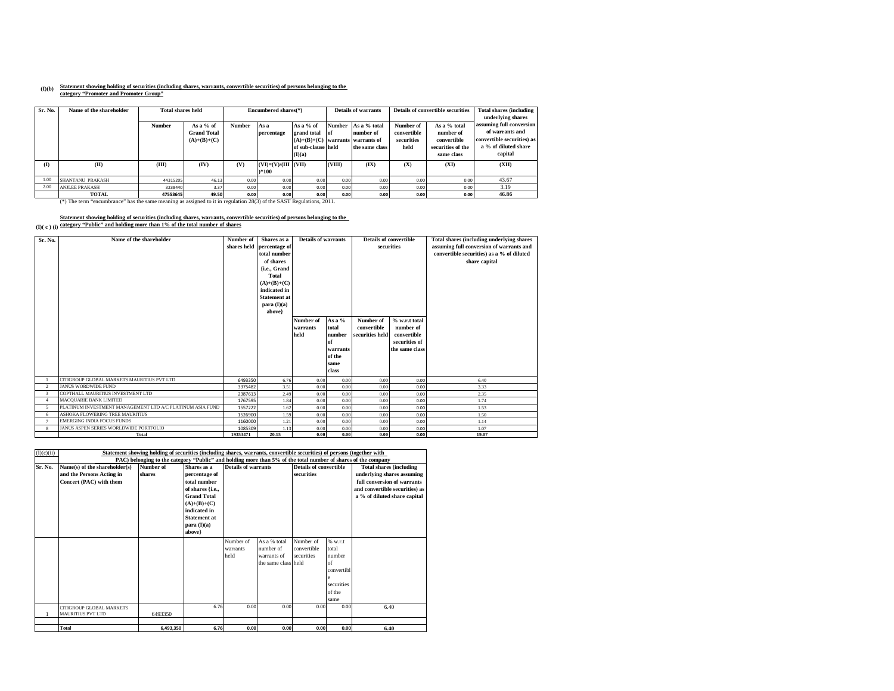**(I)(b)** **Statement showing holding of securities (including shares, warrants, convertible securities) of persons belonging to the category "Promoter and Promoter Group"**

| Sr. No. | Name of the shareholder | Total shares held | | Encumbered shares(*) | | | Details of warrants | | Details of convertible securities | | Total shares (including underlying shares assuming full conversion of warrants and convertible securities) as a % of diluted share capital |
|---|---|---|---|---|---|---|---|---|---|---|---|
| | | Number | As a % of Grand Total (A)+(B)+(C) | Number | As a percentage | As a % of grand total (A)+(B)+(C) of sub-clause (I)(a) | Number of warrants held | As a % total number of warrants of the same class | Number of convertible securities held | As a % total number of convertible securities of the same class | |
| (I) | (II) | (III) | (IV) | (V) | (VI)=(V)/(III)*100 | (VII) | (VIII) | (IX) | (X) | (XI) | (XII) |
| 1.00 | SHANTANU PRAKASH | 44315205 | 46.13 | 0.00 | 0.00 | 0.00 | 0.00 | 0.00 | 0.00 | 0.00 | 43.67 |
| 2.00 | ANJLEE PRAKASH | 3238440 | 3.37 | 0.00 | 0.00 | 0.00 | 0.00 | 0.00 | 0.00 | 0.00 | 3.19 |
| | **TOTAL** | **47553645** | **49.50** | **0.00** | **0.00** | **0.00** | **0.00** | **0.00** | **0.00** | **0.00** | **46.86** |

(*) The term "encumbrance" has the same meaning as assigned to it in regulation 28(3) of the SAST Regulations, 2011.

**(I)( c ) (i)** **Statement showing holding of securities (including shares, warrants, convertible securities) of persons belonging to the category "Public" and holding more than 1% of the total number of shares**

| Sr. No. | Name of the shareholder | Number of shares held | Shares as a percentage of total number of shares {i.e., Grand Total (A)+(B)+(C) indicated in Statement at para (I)(a) above} | Details of warrants | | Details of convertible securities | | Total shares (including underlying shares assuming full conversion of warrants and convertible securities) as a % of diluted share capital |
|---|---|---|---|---|---|---|---|---|
| | | | | Number of warrants held | As a % total number of warrants of the same class | Number of convertible securities held | % w.r.t total number of convertible securities of the same class | |
| 1 | CITIGROUP GLOBAL MARKETS MAURITIUS PVT LTD | 6493350 | 6.76 | 0.00 | 0.00 | 0.00 | 0.00 | 6.40 |
| 2 | JANUS WORDWIDE FUND | 3375482 | 3.51 | 0.00 | 0.00 | 0.00 | 0.00 | 3.33 |
| 3 | COPTHALL MAURITIUS INVESTMENT LTD | 2387613 | 2.49 | 0.00 | 0.00 | 0.00 | 0.00 | 2.35 |
| 4 | MACQUARIE BANK LIMITED | 1767595 | 1.84 | 0.00 | 0.00 | 0.00 | 0.00 | 1.74 |
| 5 | PLATINUM INVESTMENT MANAGEMENT LTD A/C PLATINUM ASIA FUND | 1557222 | 1.62 | 0.00 | 0.00 | 0.00 | 0.00 | 1.53 |
| 6 | ASHOKA FLOWERING TREE MAURITIUS | 1526900 | 1.59 | 0.00 | 0.00 | 0.00 | 0.00 | 1.50 |
| 7 | EMERGING INDIA FOCUS FUNDS | 1160000 | 1.21 | 0.00 | 0.00 | 0.00 | 0.00 | 1.14 |
| 8 | JANUS ASPEN SERIES WORLDWIDE PORTFOLIO | 1085309 | 1.13 | 0.00 | 0.00 | 0.00 | 0.00 | 1.07 |
| | **Total** | **19353471** | **20.15** | **0.00** | **0.00** | **0.00** | **0.00** | **19.07** |

| (I)(c)(ii) | Statement showing holding of securities (including shares, warrants, convertible securities) of persons (together with PAC) belonging to the category "Public" and holding more than 5% of the total number of shares of the company | | | | | | | |
|---|---|---|---|---|---|---|---|---|
| Sr. No. | Name(s) of the shareholder(s) and the Persons Acting in Concert (PAC) with them | Number of shares | Shares as a percentage of total number of shares {i.e., Grand Total (A)+(B)+(C) indicated in Statement at para (I)(a) above} | Details of warrants | | Details of convertible securities | | Total shares (including underlying shares assuming full conversion of warrants and convertible securities) as a % of diluted share capital |
| | | | | Number of warrants held | As a % total number of warrants of the same class | Number of convertible securities held | % w.r.t total number of convertible securities of the same | |
| 1 | CITIGROUP GLOBAL MARKETS MAURITIUS PVT LTD | 6493350 | 6.76 | 0.00 | 0.00 | 0.00 | 0.00 | 6.40 |
| | **Total** | **6,493,350** | **6.76** | **0.00** | **0.00** | **0.00** | **0.00** | **6.40** |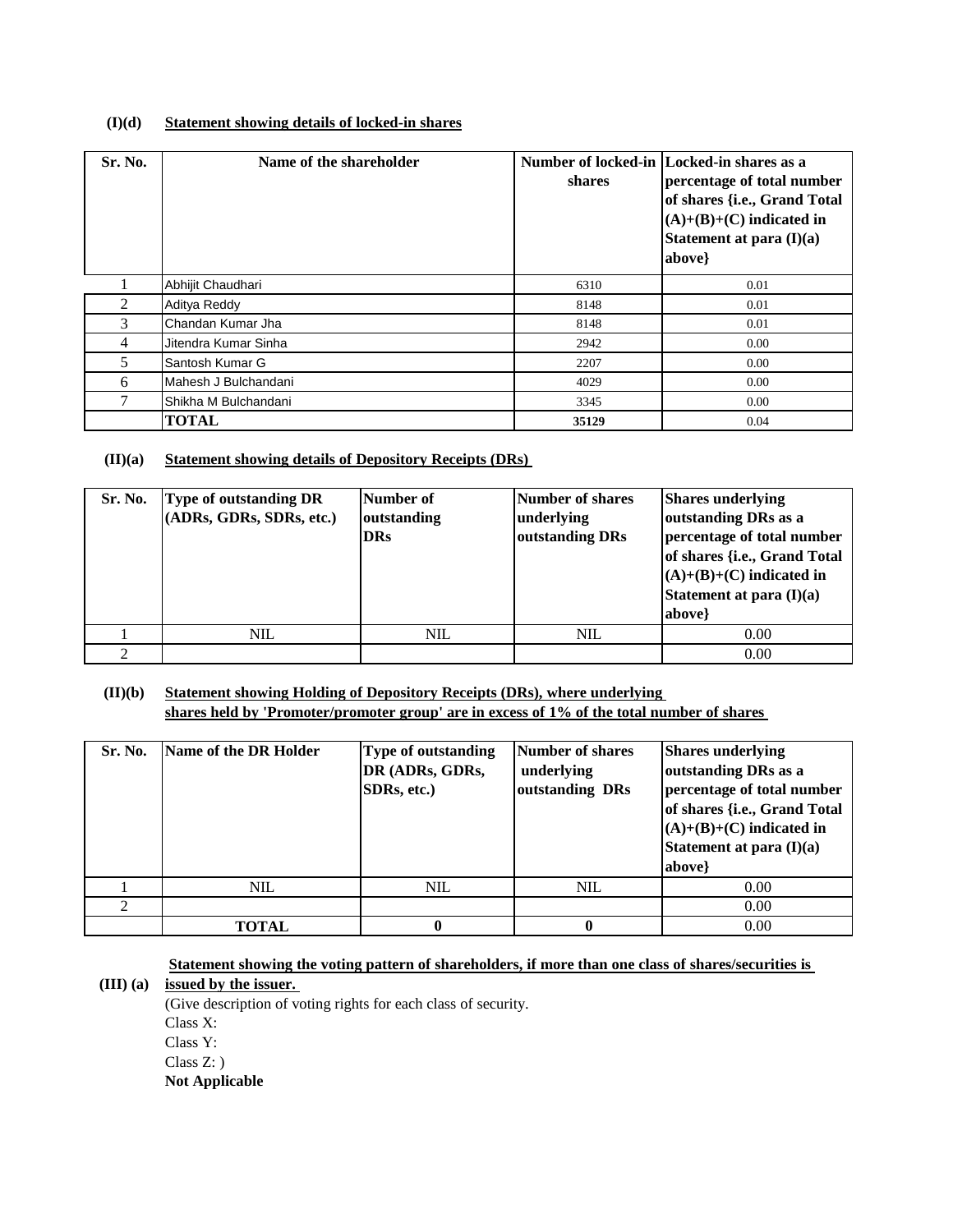**(I)(d)** **Statement showing details of locked-in shares**

| Sr. No. | Name of the shareholder | Number of locked-in shares | Locked-in shares as a percentage of total number of shares {i.e., Grand Total (A)+(B)+(C) indicated in Statement at para (I)(a) above} |
|---|---|---|---|
| 1 | Abhijit Chaudhari | 6310 | 0.01 |
| 2 | Aditya Reddy | 8148 | 0.01 |
| 3 | Chandan Kumar Jha | 8148 | 0.01 |
| 4 | Jitendra Kumar Sinha | 2942 | 0.00 |
| 5 | Santosh Kumar G | 2207 | 0.00 |
| 6 | Mahesh J Bulchandani | 4029 | 0.00 |
| 7 | Shikha M Bulchandani | 3345 | 0.00 |
| | **TOTAL** | **35129** | 0.04 |

**(II)(a)** **Statement showing details of Depository Receipts (DRs)**

| Sr. No. | Type of outstanding DR (ADRs, GDRs, SDRs, etc.) | Number of outstanding DRs | Number of shares underlying outstanding DRs | Shares underlying outstanding DRs as a percentage of total number of shares {i.e., Grand Total (A)+(B)+(C) indicated in Statement at para (I)(a) above} |
|---|---|---|---|---|
| 1 | NIL | NIL | NIL | 0.00 |
| 2 | | | | 0.00 |

**(II)(b)** **Statement showing Holding of Depository Receipts (DRs), where underlying shares held by 'Promoter/promoter group' are in excess of 1% of the total number of shares**

| Sr. No. | Name of the DR Holder | Type of outstanding DR (ADRs, GDRs, SDRs, etc.) | Number of shares underlying outstanding DRs | Shares underlying outstanding DRs as a percentage of total number of shares {i.e., Grand Total (A)+(B)+(C) indicated in Statement at para (I)(a) above} |
|---|---|---|---|---|
| 1 | NIL | NIL | NIL | 0.00 |
| 2 | | | | 0.00 |
| | **TOTAL** | **0** | **0** | 0.00 |

**(III) (a)** **Statement showing the voting pattern of shareholders, if more than one class of shares/securities is issued by the issuer.**

(Give description of voting rights for each class of security.
Class X:
Class Y:
Class Z: )
**Not Applicable**